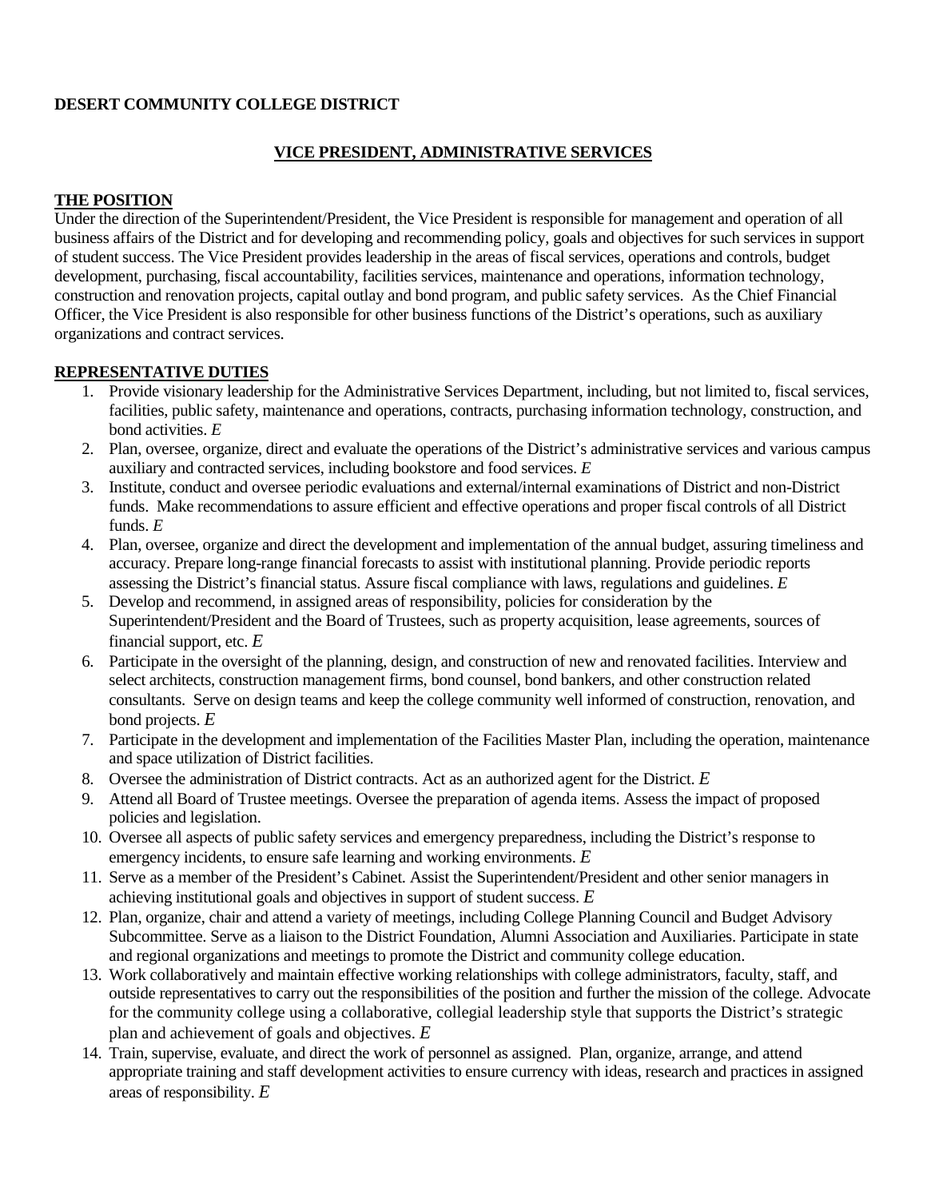**DESERT COMMUNITY COLLEGE DISTRICT**

## VICE PRESIDENT, ADMINISTRATIVE SERVICES

### THE POSITION

Under the direction of the Superintendent/President, the Vice President is responsible for management and operation of all business affairs of the District and for developing and recommending policy, goals and objectives for such services in support of student success. The Vice President provides leadership in the areas of fiscal services, operations and controls, budget development, purchasing, fiscal accountability, facilities services, maintenance and operations, information technology, construction and renovation projects, capital outlay and bond program, and public safety services. As the Chief Financial Officer, the Vice President is also responsible for other business functions of the District's operations, such as auxiliary organizations and contract services.

### REPRESENTATIVE DUTIES

1. Provide visionary leadership for the Administrative Services Department, including, but not limited to, fiscal services, facilities, public safety, maintenance and operations, contracts, purchasing information technology, construction, and bond activities. *E*
2. Plan, oversee, organize, direct and evaluate the operations of the District's administrative services and various campus auxiliary and contracted services, including bookstore and food services. *E*
3. Institute, conduct and oversee periodic evaluations and external/internal examinations of District and non-District funds. Make recommendations to assure efficient and effective operations and proper fiscal controls of all District funds. *E*
4. Plan, oversee, organize and direct the development and implementation of the annual budget, assuring timeliness and accuracy. Prepare long-range financial forecasts to assist with institutional planning. Provide periodic reports assessing the District's financial status. Assure fiscal compliance with laws, regulations and guidelines. *E*
5. Develop and recommend, in assigned areas of responsibility, policies for consideration by the Superintendent/President and the Board of Trustees, such as property acquisition, lease agreements, sources of financial support, etc. *E*
6. Participate in the oversight of the planning, design, and construction of new and renovated facilities. Interview and select architects, construction management firms, bond counsel, bond bankers, and other construction related consultants. Serve on design teams and keep the college community well informed of construction, renovation, and bond projects. *E*
7. Participate in the development and implementation of the Facilities Master Plan, including the operation, maintenance and space utilization of District facilities.
8. Oversee the administration of District contracts. Act as an authorized agent for the District. *E*
9. Attend all Board of Trustee meetings. Oversee the preparation of agenda items. Assess the impact of proposed policies and legislation.
10. Oversee all aspects of public safety services and emergency preparedness, including the District's response to emergency incidents, to ensure safe learning and working environments. *E*
11. Serve as a member of the President's Cabinet. Assist the Superintendent/President and other senior managers in achieving institutional goals and objectives in support of student success. *E*
12. Plan, organize, chair and attend a variety of meetings, including College Planning Council and Budget Advisory Subcommittee. Serve as a liaison to the District Foundation, Alumni Association and Auxiliaries. Participate in state and regional organizations and meetings to promote the District and community college education.
13. Work collaboratively and maintain effective working relationships with college administrators, faculty, staff, and outside representatives to carry out the responsibilities of the position and further the mission of the college. Advocate for the community college using a collaborative, collegial leadership style that supports the District's strategic plan and achievement of goals and objectives. *E*
14. Train, supervise, evaluate, and direct the work of personnel as assigned. Plan, organize, arrange, and attend appropriate training and staff development activities to ensure currency with ideas, research and practices in assigned areas of responsibility. *E*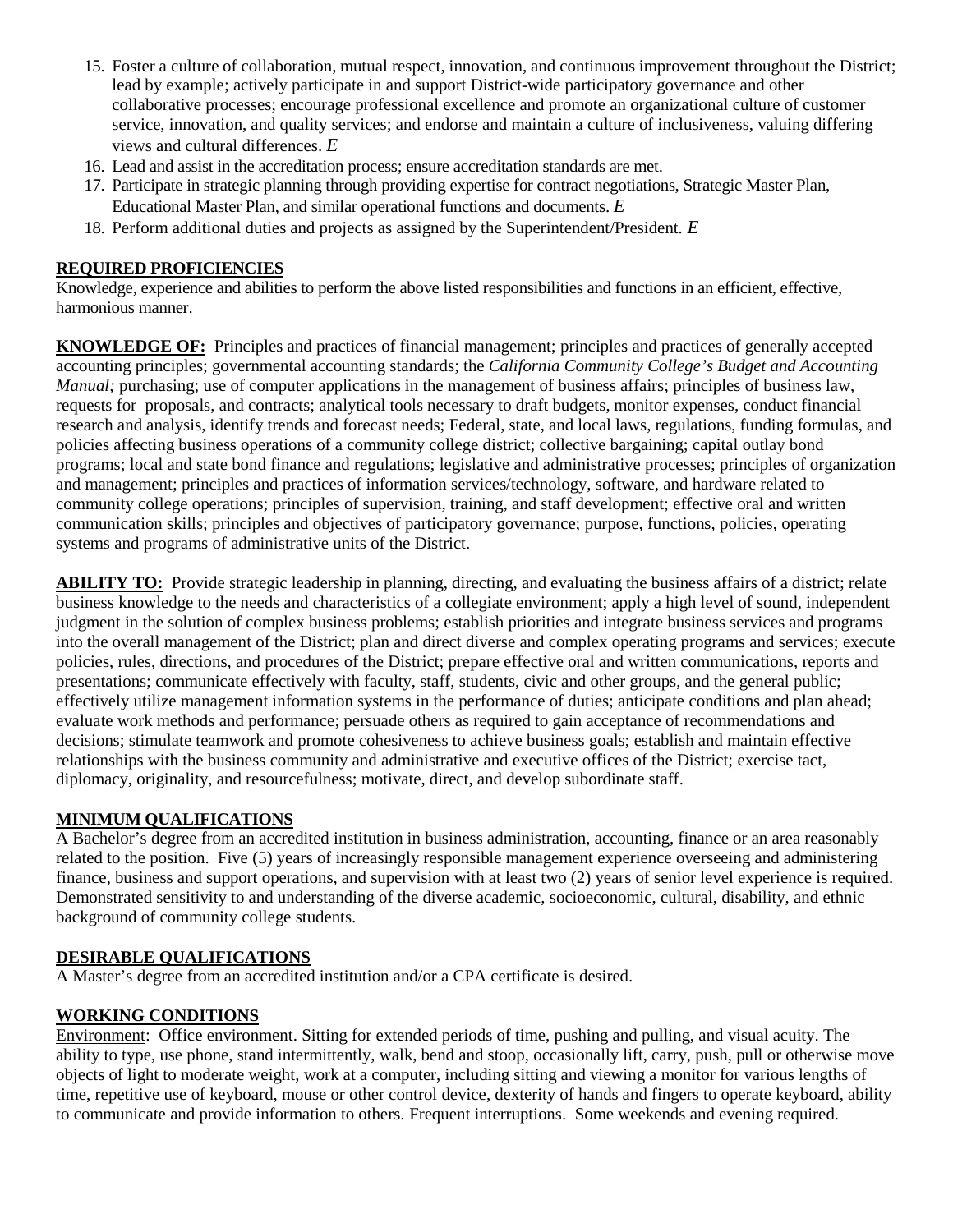15. Foster a culture of collaboration, mutual respect, innovation, and continuous improvement throughout the District; lead by example; actively participate in and support District-wide participatory governance and other collaborative processes; encourage professional excellence and promote an organizational culture of customer service, innovation, and quality services; and endorse and maintain a culture of inclusiveness, valuing differing views and cultural differences. *E*
16. Lead and assist in the accreditation process; ensure accreditation standards are met.
17. Participate in strategic planning through providing expertise for contract negotiations, Strategic Master Plan, Educational Master Plan, and similar operational functions and documents. *E*
18. Perform additional duties and projects as assigned by the Superintendent/President. *E*

## REQUIRED PROFICIENCIES

Knowledge, experience and abilities to perform the above listed responsibilities and functions in an efficient, effective, harmonious manner.

**KNOWLEDGE OF:** Principles and practices of financial management; principles and practices of generally accepted accounting principles; governmental accounting standards; the *California Community College's Budget and Accounting Manual;* purchasing; use of computer applications in the management of business affairs; principles of business law, requests for proposals, and contracts; analytical tools necessary to draft budgets, monitor expenses, conduct financial research and analysis, identify trends and forecast needs; Federal, state, and local laws, regulations, funding formulas, and policies affecting business operations of a community college district; collective bargaining; capital outlay bond programs; local and state bond finance and regulations; legislative and administrative processes; principles of organization and management; principles and practices of information services/technology, software, and hardware related to community college operations; principles of supervision, training, and staff development; effective oral and written communication skills; principles and objectives of participatory governance; purpose, functions, policies, operating systems and programs of administrative units of the District.

**ABILITY TO:** Provide strategic leadership in planning, directing, and evaluating the business affairs of a district; relate business knowledge to the needs and characteristics of a collegiate environment; apply a high level of sound, independent judgment in the solution of complex business problems; establish priorities and integrate business services and programs into the overall management of the District; plan and direct diverse and complex operating programs and services; execute policies, rules, directions, and procedures of the District; prepare effective oral and written communications, reports and presentations; communicate effectively with faculty, staff, students, civic and other groups, and the general public; effectively utilize management information systems in the performance of duties; anticipate conditions and plan ahead; evaluate work methods and performance; persuade others as required to gain acceptance of recommendations and decisions; stimulate teamwork and promote cohesiveness to achieve business goals; establish and maintain effective relationships with the business community and administrative and executive offices of the District; exercise tact, diplomacy, originality, and resourcefulness; motivate, direct, and develop subordinate staff.

## MINIMUM QUALIFICATIONS

A Bachelor's degree from an accredited institution in business administration, accounting, finance or an area reasonably related to the position. Five (5) years of increasingly responsible management experience overseeing and administering finance, business and support operations, and supervision with at least two (2) years of senior level experience is required. Demonstrated sensitivity to and understanding of the diverse academic, socioeconomic, cultural, disability, and ethnic background of community college students.

## DESIRABLE QUALIFICATIONS

A Master's degree from an accredited institution and/or a CPA certificate is desired.

## WORKING CONDITIONS

Environment: Office environment. Sitting for extended periods of time, pushing and pulling, and visual acuity. The ability to type, use phone, stand intermittently, walk, bend and stoop, occasionally lift, carry, push, pull or otherwise move objects of light to moderate weight, work at a computer, including sitting and viewing a monitor for various lengths of time, repetitive use of keyboard, mouse or other control device, dexterity of hands and fingers to operate keyboard, ability to communicate and provide information to others. Frequent interruptions. Some weekends and evening required.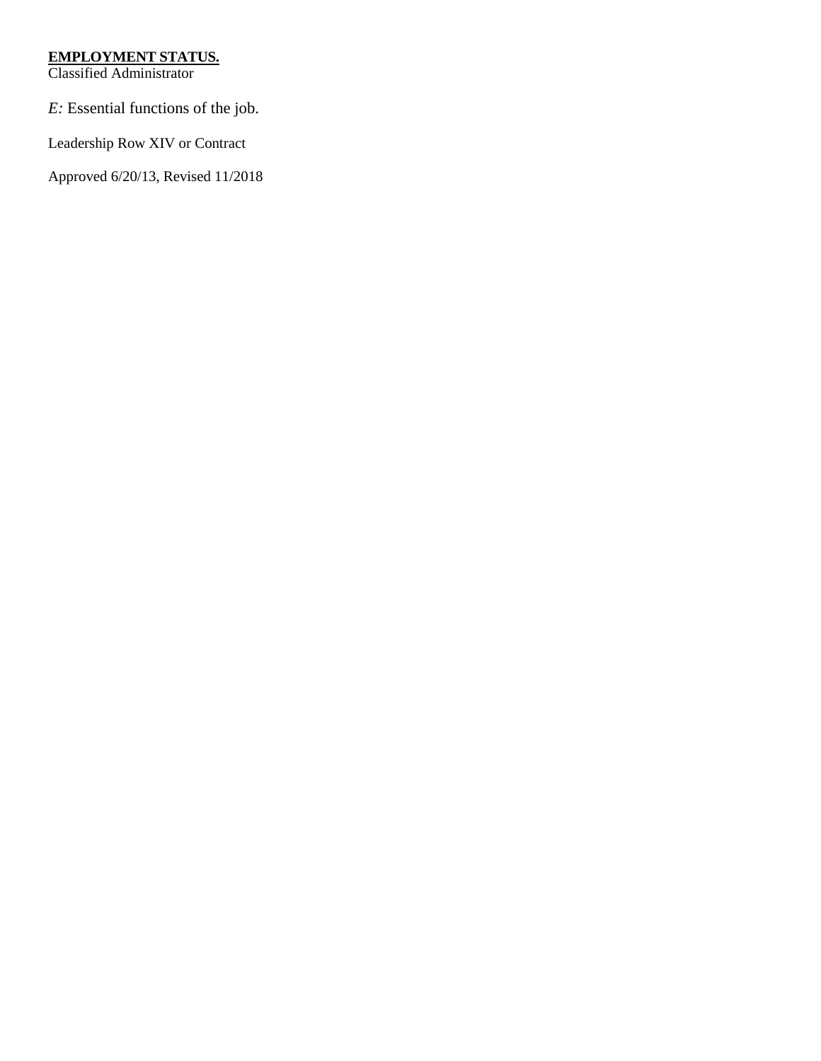**EMPLOYMENT STATUS.**
Classified Administrator

*E:* Essential functions of the job.

Leadership Row XIV or Contract

Approved 6/20/13, Revised 11/2018